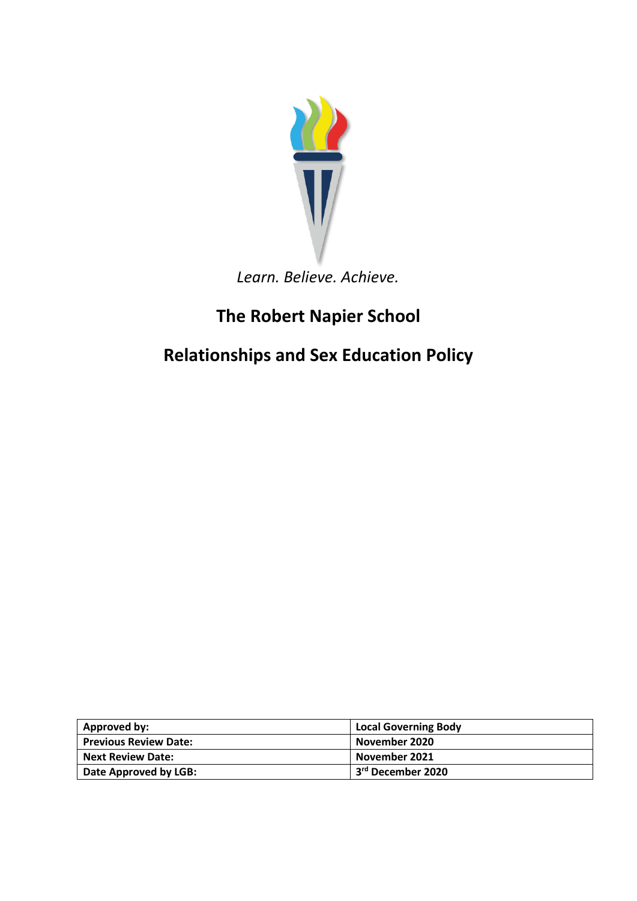*Learn. Believe. Achieve.*

# The Robert Napier School

## Relationships and Sex Education Policy

| | |
|---|---|
| **Approved by:** | **Local Governing Body** |
| **Previous Review Date:** | **November 2020** |
| **Next Review Date:** | **November 2021** |
| **Date Approved by LGB:** | **3rd December 2020** |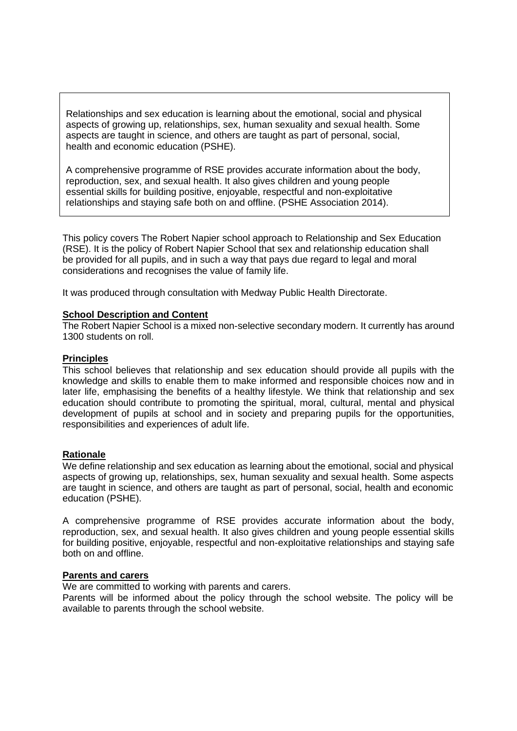Relationships and sex education is learning about the emotional, social and physical aspects of growing up, relationships, sex, human sexuality and sexual health. Some aspects are taught in science, and others are taught as part of personal, social, health and economic education (PSHE).

A comprehensive programme of RSE provides accurate information about the body, reproduction, sex, and sexual health. It also gives children and young people essential skills for building positive, enjoyable, respectful and non-exploitative relationships and staying safe both on and offline. (PSHE Association 2014).

This policy covers The Robert Napier school approach to Relationship and Sex Education (RSE). It is the policy of Robert Napier School that sex and relationship education shall be provided for all pupils, and in such a way that pays due regard to legal and moral considerations and recognises the value of family life.

It was produced through consultation with Medway Public Health Directorate.

**School Description and Content**

The Robert Napier School is a mixed non-selective secondary modern. It currently has around 1300 students on roll.

**Principles**

This school believes that relationship and sex education should provide all pupils with the knowledge and skills to enable them to make informed and responsible choices now and in later life, emphasising the benefits of a healthy lifestyle. We think that relationship and sex education should contribute to promoting the spiritual, moral, cultural, mental and physical development of pupils at school and in society and preparing pupils for the opportunities, responsibilities and experiences of adult life.

**Rationale**

We define relationship and sex education as learning about the emotional, social and physical aspects of growing up, relationships, sex, human sexuality and sexual health. Some aspects are taught in science, and others are taught as part of personal, social, health and economic education (PSHE).

A comprehensive programme of RSE provides accurate information about the body, reproduction, sex, and sexual health. It also gives children and young people essential skills for building positive, enjoyable, respectful and non-exploitative relationships and staying safe both on and offline.

**Parents and carers**

We are committed to working with parents and carers.

Parents will be informed about the policy through the school website. The policy will be available to parents through the school website.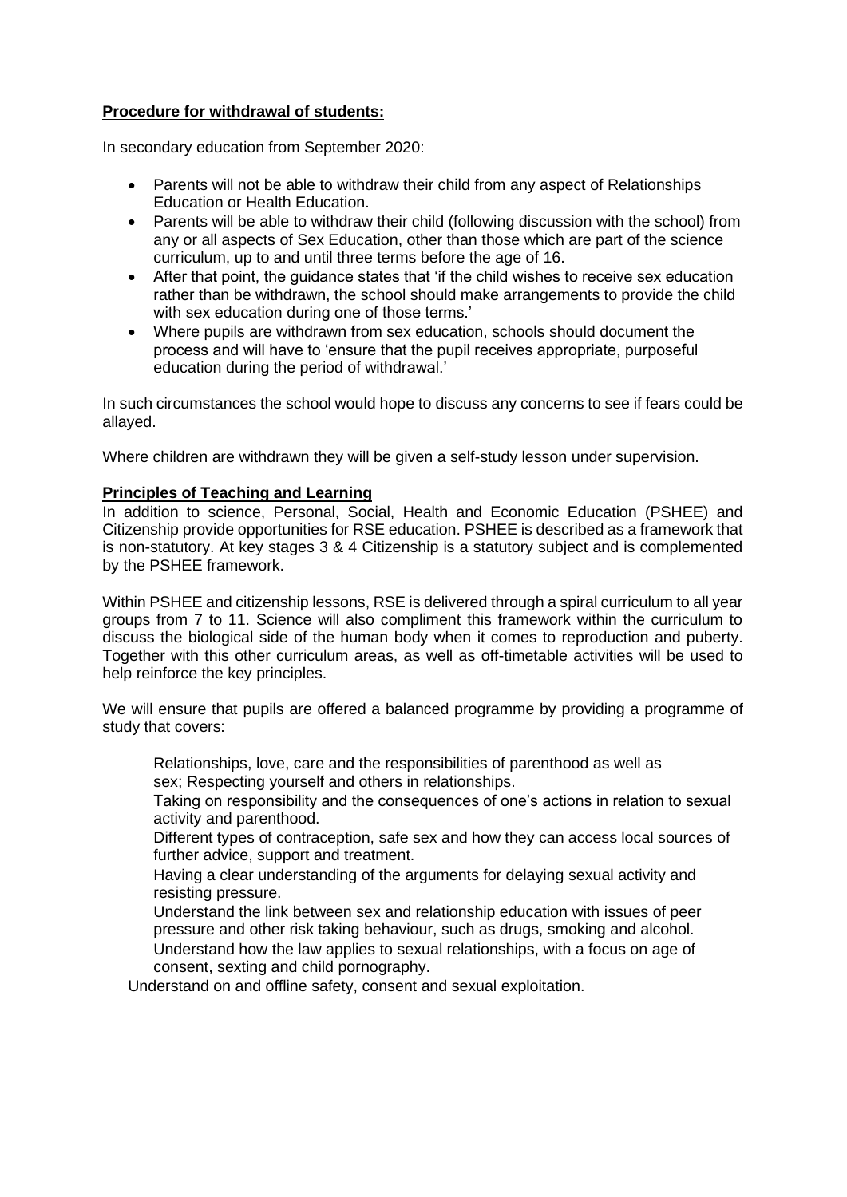**Procedure for withdrawal of students:**

In secondary education from September 2020:

- Parents will not be able to withdraw their child from any aspect of Relationships Education or Health Education.
- Parents will be able to withdraw their child (following discussion with the school) from any or all aspects of Sex Education, other than those which are part of the science curriculum, up to and until three terms before the age of 16.
- After that point, the guidance states that 'if the child wishes to receive sex education rather than be withdrawn, the school should make arrangements to provide the child with sex education during one of those terms.'
- Where pupils are withdrawn from sex education, schools should document the process and will have to 'ensure that the pupil receives appropriate, purposeful education during the period of withdrawal.'

In such circumstances the school would hope to discuss any concerns to see if fears could be allayed.

Where children are withdrawn they will be given a self-study lesson under supervision.

**Principles of Teaching and Learning**

In addition to science, Personal, Social, Health and Economic Education (PSHEE) and Citizenship provide opportunities for RSE education. PSHEE is described as a framework that is non-statutory. At key stages 3 & 4 Citizenship is a statutory subject and is complemented by the PSHEE framework.

Within PSHEE and citizenship lessons, RSE is delivered through a spiral curriculum to all year groups from 7 to 11. Science will also compliment this framework within the curriculum to discuss the biological side of the human body when it comes to reproduction and puberty. Together with this other curriculum areas, as well as off-timetable activities will be used to help reinforce the key principles.

We will ensure that pupils are offered a balanced programme by providing a programme of study that covers:

Relationships, love, care and the responsibilities of parenthood as well as sex; Respecting yourself and others in relationships.

Taking on responsibility and the consequences of one's actions in relation to sexual activity and parenthood.

Different types of contraception, safe sex and how they can access local sources of further advice, support and treatment.

Having a clear understanding of the arguments for delaying sexual activity and resisting pressure.

Understand the link between sex and relationship education with issues of peer pressure and other risk taking behaviour, such as drugs, smoking and alcohol.

Understand how the law applies to sexual relationships, with a focus on age of consent, sexting and child pornography.

Understand on and offline safety, consent and sexual exploitation.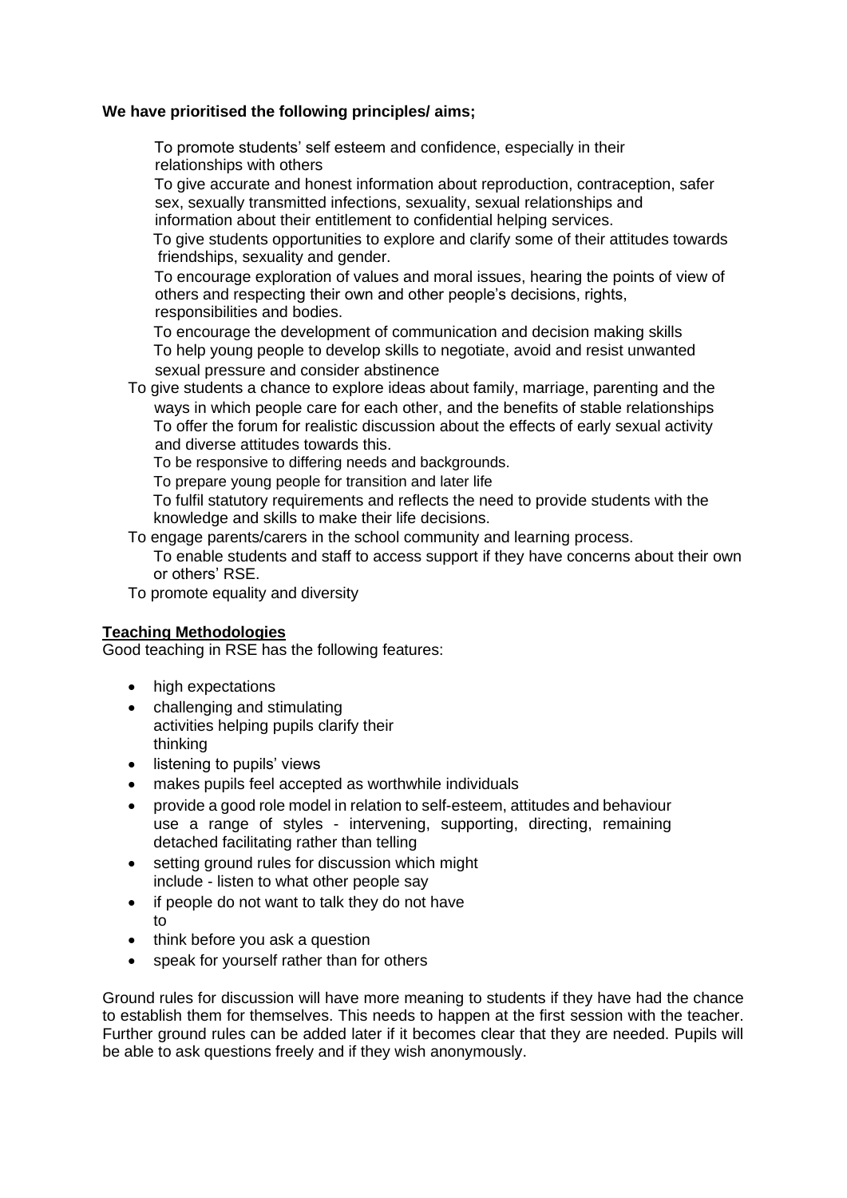**We have prioritised the following principles/ aims;**

To promote students' self esteem and confidence, especially in their relationships with others

To give accurate and honest information about reproduction, contraception, safer sex, sexually transmitted infections, sexuality, sexual relationships and information about their entitlement to confidential helping services.

To give students opportunities to explore and clarify some of their attitudes towards friendships, sexuality and gender.

To encourage exploration of values and moral issues, hearing the points of view of others and respecting their own and other people's decisions, rights, responsibilities and bodies.

To encourage the development of communication and decision making skills

To help young people to develop skills to negotiate, avoid and resist unwanted sexual pressure and consider abstinence

To give students a chance to explore ideas about family, marriage, parenting and the ways in which people care for each other, and the benefits of stable relationships

To offer the forum for realistic discussion about the effects of early sexual activity and diverse attitudes towards this.

To be responsive to differing needs and backgrounds.

To prepare young people for transition and later life

To fulfil statutory requirements and reflects the need to provide students with the knowledge and skills to make their life decisions.

To engage parents/carers in the school community and learning process.

To enable students and staff to access support if they have concerns about their own or others' RSE.

To promote equality and diversity

**Teaching Methodologies**

Good teaching in RSE has the following features:

- high expectations
- challenging and stimulating activities helping pupils clarify their thinking
- listening to pupils' views
- makes pupils feel accepted as worthwhile individuals
- provide a good role model in relation to self-esteem, attitudes and behaviour use a range of styles - intervening, supporting, directing, remaining detached facilitating rather than telling
- setting ground rules for discussion which might include - listen to what other people say
- if people do not want to talk they do not have to
- think before you ask a question
- speak for yourself rather than for others

Ground rules for discussion will have more meaning to students if they have had the chance to establish them for themselves. This needs to happen at the first session with the teacher. Further ground rules can be added later if it becomes clear that they are needed. Pupils will be able to ask questions freely and if they wish anonymously.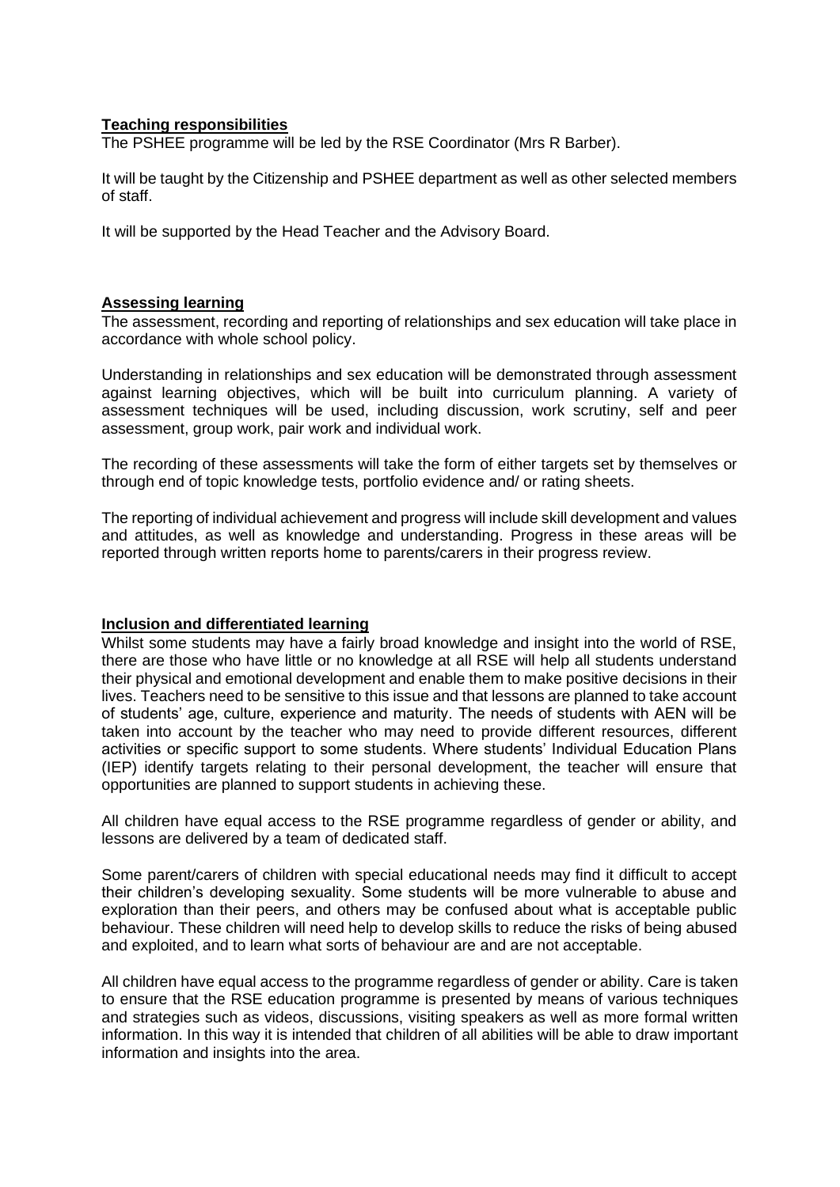**Teaching responsibilities**

The PSHEE programme will be led by the RSE Coordinator (Mrs R Barber).

It will be taught by the Citizenship and PSHEE department as well as other selected members of staff.

It will be supported by the Head Teacher and the Advisory Board.

**Assessing learning**

The assessment, recording and reporting of relationships and sex education will take place in accordance with whole school policy.

Understanding in relationships and sex education will be demonstrated through assessment against learning objectives, which will be built into curriculum planning. A variety of assessment techniques will be used, including discussion, work scrutiny, self and peer assessment, group work, pair work and individual work.

The recording of these assessments will take the form of either targets set by themselves or through end of topic knowledge tests, portfolio evidence and/ or rating sheets.

The reporting of individual achievement and progress will include skill development and values and attitudes, as well as knowledge and understanding. Progress in these areas will be reported through written reports home to parents/carers in their progress review.

**Inclusion and differentiated learning**

Whilst some students may have a fairly broad knowledge and insight into the world of RSE, there are those who have little or no knowledge at all RSE will help all students understand their physical and emotional development and enable them to make positive decisions in their lives. Teachers need to be sensitive to this issue and that lessons are planned to take account of students' age, culture, experience and maturity. The needs of students with AEN will be taken into account by the teacher who may need to provide different resources, different activities or specific support to some students. Where students' Individual Education Plans (IEP) identify targets relating to their personal development, the teacher will ensure that opportunities are planned to support students in achieving these.

All children have equal access to the RSE programme regardless of gender or ability, and lessons are delivered by a team of dedicated staff.

Some parent/carers of children with special educational needs may find it difficult to accept their children's developing sexuality. Some students will be more vulnerable to abuse and exploration than their peers, and others may be confused about what is acceptable public behaviour. These children will need help to develop skills to reduce the risks of being abused and exploited, and to learn what sorts of behaviour are and are not acceptable.

All children have equal access to the programme regardless of gender or ability. Care is taken to ensure that the RSE education programme is presented by means of various techniques and strategies such as videos, discussions, visiting speakers as well as more formal written information. In this way it is intended that children of all abilities will be able to draw important information and insights into the area.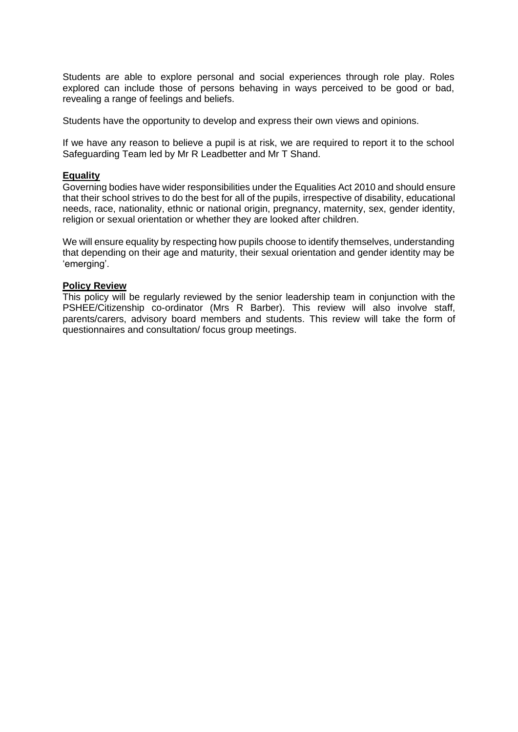Students are able to explore personal and social experiences through role play. Roles explored can include those of persons behaving in ways perceived to be good or bad, revealing a range of feelings and beliefs.

Students have the opportunity to develop and express their own views and opinions.

If we have any reason to believe a pupil is at risk, we are required to report it to the school Safeguarding Team led by Mr R Leadbetter and Mr T Shand.

**Equality**

Governing bodies have wider responsibilities under the Equalities Act 2010 and should ensure that their school strives to do the best for all of the pupils, irrespective of disability, educational needs, race, nationality, ethnic or national origin, pregnancy, maternity, sex, gender identity, religion or sexual orientation or whether they are looked after children.

We will ensure equality by respecting how pupils choose to identify themselves, understanding that depending on their age and maturity, their sexual orientation and gender identity may be 'emerging'.

**Policy Review**

This policy will be regularly reviewed by the senior leadership team in conjunction with the PSHEE/Citizenship co-ordinator (Mrs R Barber). This review will also involve staff, parents/carers, advisory board members and students. This review will take the form of questionnaires and consultation/ focus group meetings.